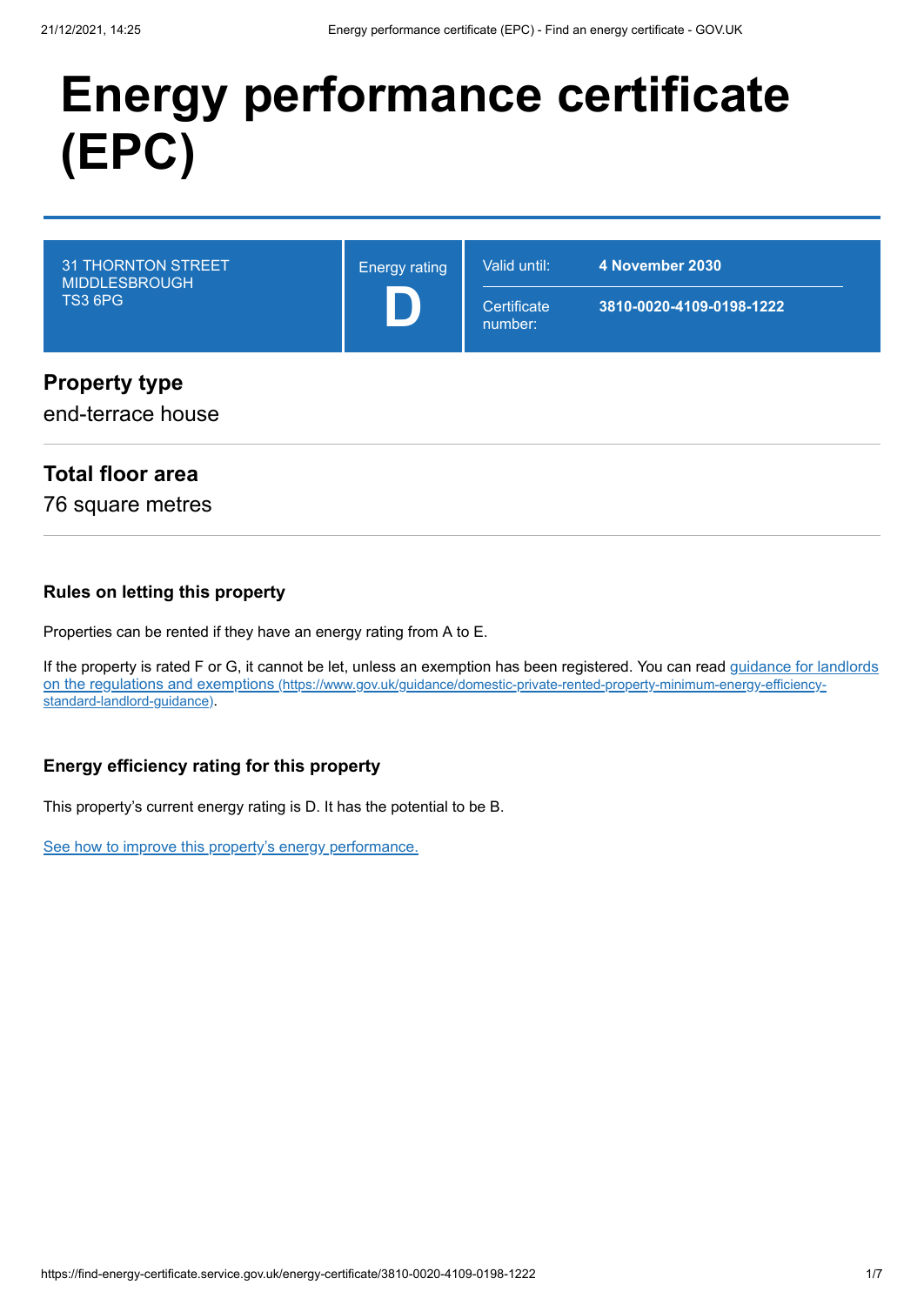# Energy performance certificate (EPC)

| | | | |
|---|---|---|---|
| 31 THORNTON STREET<br>MIDDLESBROUGH<br>TS3 6PG | Energy rating<br>**D** | Valid until: | **4 November 2030** |
| | | Certificate number: | **3810-0020-4109-0198-1222** |

## Property type

end-terrace house

## Total floor area

76 square metres

### Rules on letting this property

Properties can be rented if they have an energy rating from A to E.

If the property is rated F or G, it cannot be let, unless an exemption has been registered. You can read [guidance for landlords on the regulations and exemptions (https://www.gov.uk/guidance/domestic-private-rented-property-minimum-energy-efficiency-standard-landlord-guidance)](https://www.gov.uk/guidance/domestic-private-rented-property-minimum-energy-efficiency-standard-landlord-guidance).

### Energy efficiency rating for this property

This property's current energy rating is D. It has the potential to be B.

See how to improve this property's energy performance.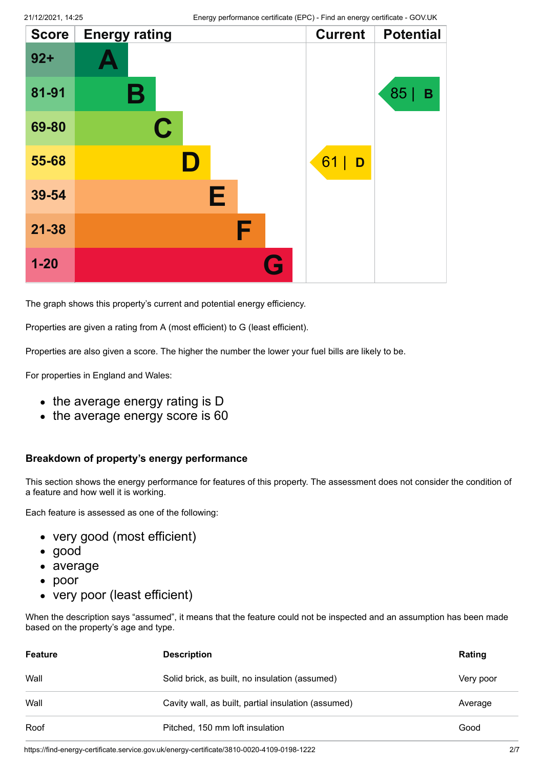| Score | Energy rating | Current | Potential |
|---|---|---|---|
| 92+ | A | | |
| 81-91 | B | | 85 \| B |
| 69-80 | C | | |
| 55-68 | D | 61 \| D | |
| 39-54 | E | | |
| 21-38 | F | | |
| 1-20 | G | | |

The graph shows this property's current and potential energy efficiency.

Properties are given a rating from A (most efficient) to G (least efficient).

Properties are also given a score. The higher the number the lower your fuel bills are likely to be.

For properties in England and Wales:

- the average energy rating is D
- the average energy score is 60

### Breakdown of property's energy performance

This section shows the energy performance for features of this property. The assessment does not consider the condition of a feature and how well it is working.

Each feature is assessed as one of the following:

- very good (most efficient)
- good
- average
- poor
- very poor (least efficient)

When the description says "assumed", it means that the feature could not be inspected and an assumption has been made based on the property's age and type.

| Feature | Description | Rating |
|---|---|---|
| Wall | Solid brick, as built, no insulation (assumed) | Very poor |
| Wall | Cavity wall, as built, partial insulation (assumed) | Average |
| Roof | Pitched, 150 mm loft insulation | Good |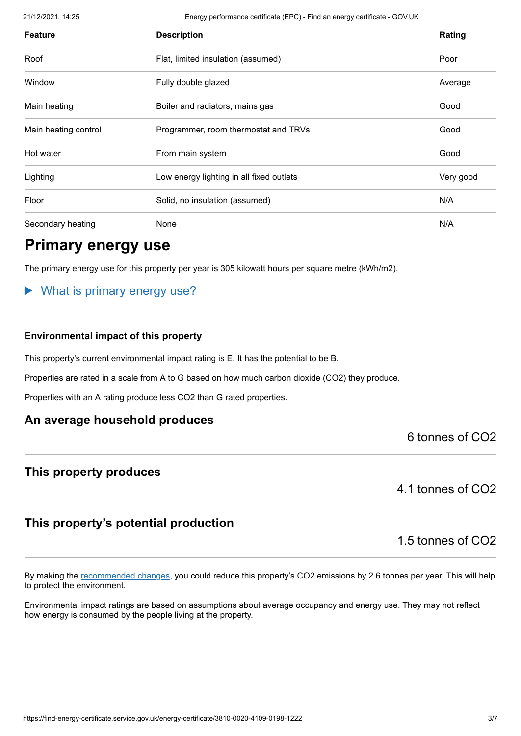| Feature | Description | Rating |
|---|---|---|
| Roof | Flat, limited insulation (assumed) | Poor |
| Window | Fully double glazed | Average |
| Main heating | Boiler and radiators, mains gas | Good |
| Main heating control | Programmer, room thermostat and TRVs | Good |
| Hot water | From main system | Good |
| Lighting | Low energy lighting in all fixed outlets | Very good |
| Floor | Solid, no insulation (assumed) | N/A |
| Secondary heating | None | N/A |

# Primary energy use

The primary energy use for this property per year is 305 kilowatt hours per square metre (kWh/m2).

▶ What is primary energy use?

### Environmental impact of this property

This property's current environmental impact rating is E. It has the potential to be B.

Properties are rated in a scale from A to G based on how much carbon dioxide ($CO_2$) they produce.

Properties with an A rating produce less $CO_2$ than G rated properties.

## An average household produces

6 tonnes of $CO_2$

## This property produces

4.1 tonnes of $CO_2$

## This property's potential production

1.5 tonnes of $CO_2$

By making the recommended changes, you could reduce this property's $CO_2$ emissions by 2.6 tonnes per year. This will help to protect the environment.

Environmental impact ratings are based on assumptions about average occupancy and energy use. They may not reflect how energy is consumed by the people living at the property.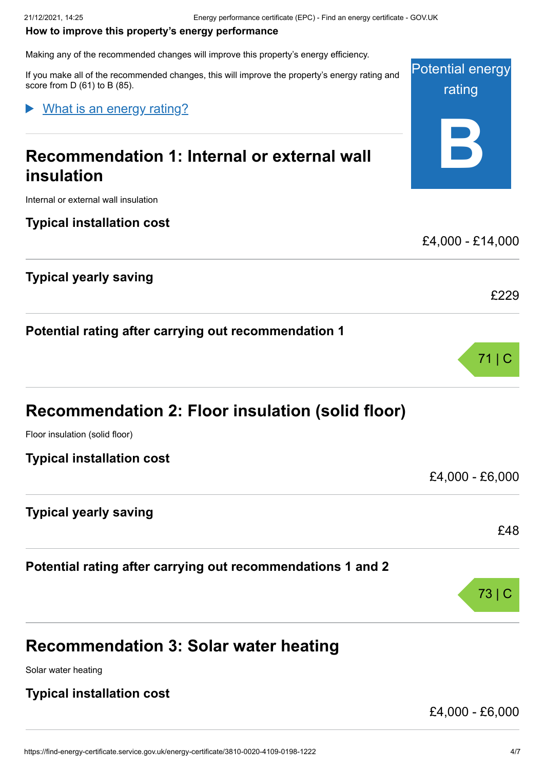### How to improve this property's energy performance

Making any of the recommended changes will improve this property's energy efficiency.

If you make all of the recommended changes, this will improve the property's energy rating and score from D (61) to B (85).

Potential energy rating

**B**

▶ What is an energy rating?

## Recommendation 1: Internal or external wall insulation

Internal or external wall insulation

**Typical installation cost**

£4,000 - £14,000

**Typical yearly saving**

£229

**Potential rating after carrying out recommendation 1**

71 | C

## Recommendation 2: Floor insulation (solid floor)

Floor insulation (solid floor)

**Typical installation cost**

£4,000 - £6,000

**Typical yearly saving**

£48

**Potential rating after carrying out recommendations 1 and 2**

73 | C

## Recommendation 3: Solar water heating

Solar water heating

**Typical installation cost**

£4,000 - £6,000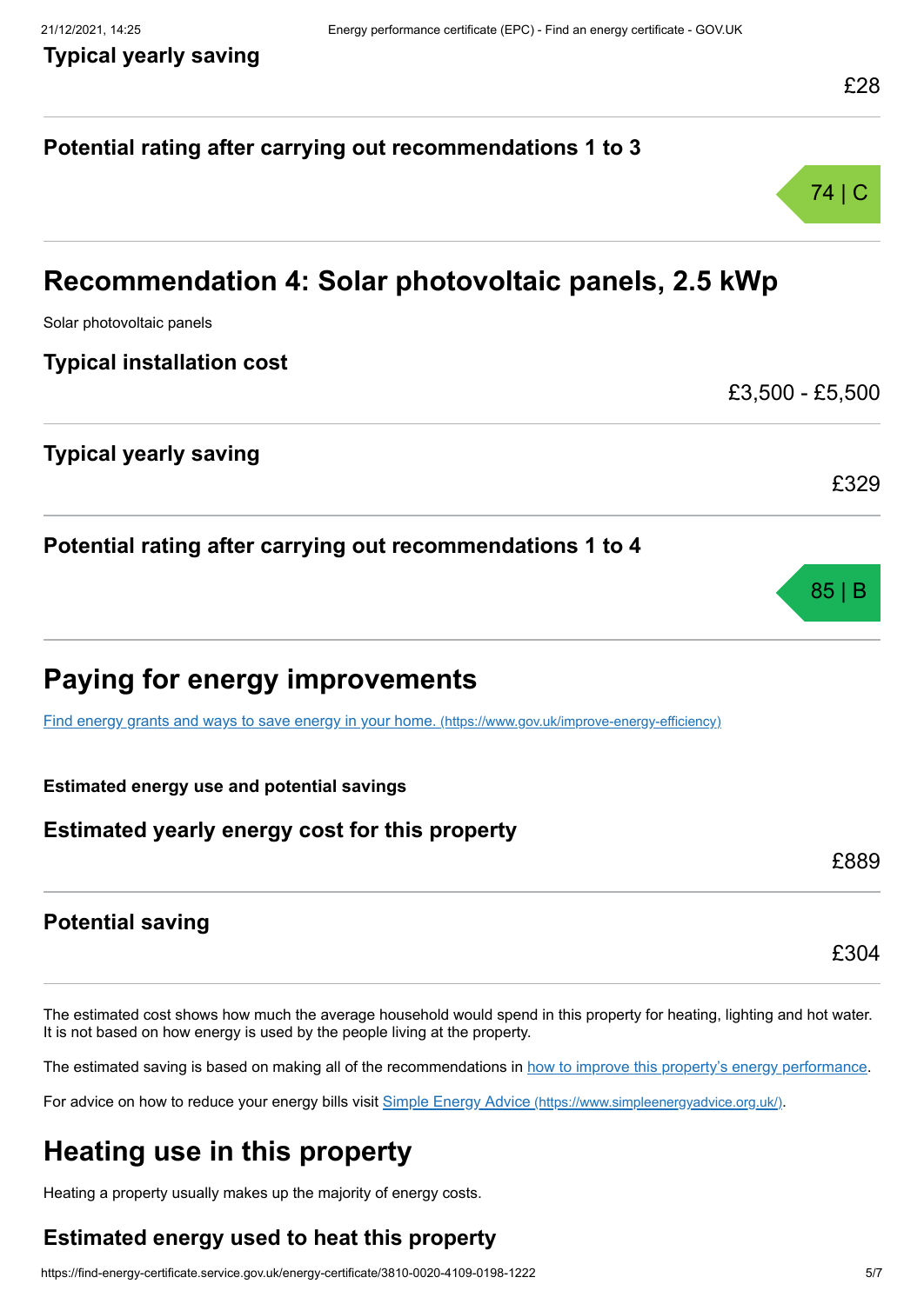### Typical yearly saving

£28

### Potential rating after carrying out recommendations 1 to 3

74 | C

## Recommendation 4: Solar photovoltaic panels, 2.5 kWp

Solar photovoltaic panels

### Typical installation cost

£3,500 - £5,500

### Typical yearly saving

£329

### Potential rating after carrying out recommendations 1 to 4

85 | B

## Paying for energy improvements

[Find energy grants and ways to save energy in your home. (https://www.gov.uk/improve-energy-efficiency)](https://www.gov.uk/improve-energy-efficiency)

**Estimated energy use and potential savings**

### Estimated yearly energy cost for this property

£889

### Potential saving

£304

The estimated cost shows how much the average household would spend in this property for heating, lighting and hot water. It is not based on how energy is used by the people living at the property.

The estimated saving is based on making all of the recommendations in how to improve this property's energy performance.

For advice on how to reduce your energy bills visit [Simple Energy Advice (https://www.simpleenergyadvice.org.uk/)](https://www.simpleenergyadvice.org.uk/).

## Heating use in this property

Heating a property usually makes up the majority of energy costs.

### Estimated energy used to heat this property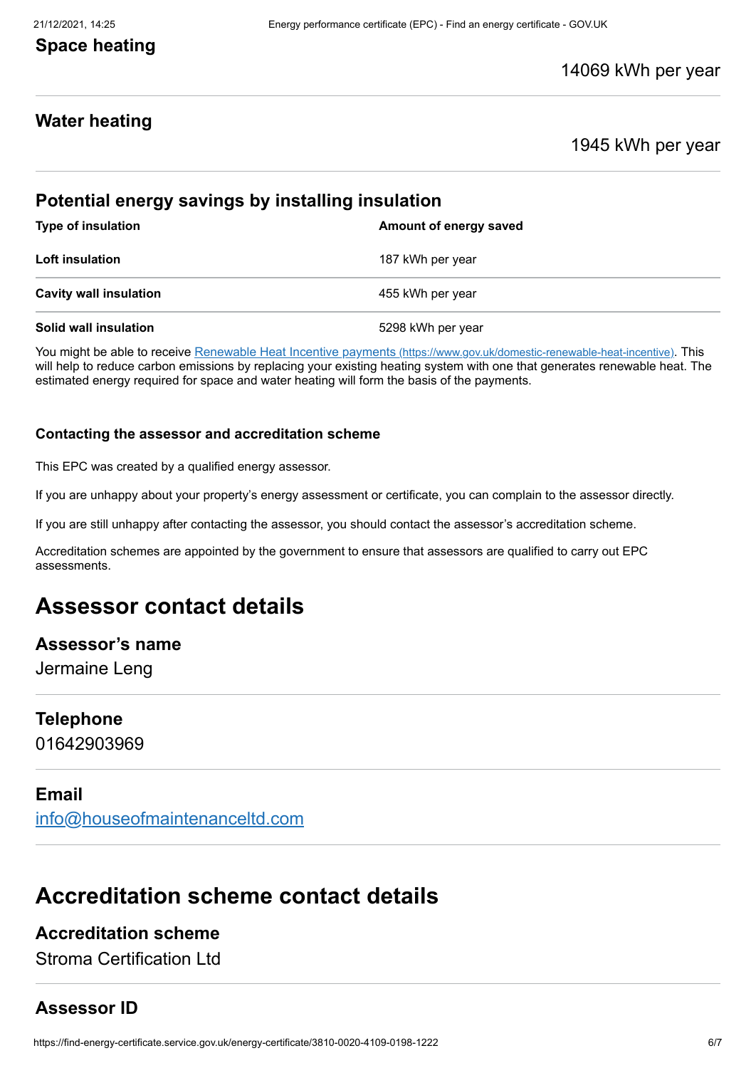### Space heating

14069 kWh per year

### Water heating

1945 kWh per year

### Potential energy savings by installing insulation

| Type of insulation | Amount of energy saved |
| --- | --- |
| **Loft insulation** | 187 kWh per year |
| **Cavity wall insulation** | 455 kWh per year |
| **Solid wall insulation** | 5298 kWh per year |

You might be able to receive [Renewable Heat Incentive payments (https://www.gov.uk/domestic-renewable-heat-incentive)](https://www.gov.uk/domestic-renewable-heat-incentive). This will help to reduce carbon emissions by replacing your existing heating system with one that generates renewable heat. The estimated energy required for space and water heating will form the basis of the payments.

#### Contacting the assessor and accreditation scheme

This EPC was created by a qualified energy assessor.

If you are unhappy about your property's energy assessment or certificate, you can complain to the assessor directly.

If you are still unhappy after contacting the assessor, you should contact the assessor's accreditation scheme.

Accreditation schemes are appointed by the government to ensure that assessors are qualified to carry out EPC assessments.

## Assessor contact details

### Assessor's name

Jermaine Leng

### Telephone

01642903969

### Email

[info@houseofmaintenanceltd.com](mailto:info@houseofmaintenanceltd.com)

## Accreditation scheme contact details

### Accreditation scheme

Stroma Certification Ltd

### Assessor ID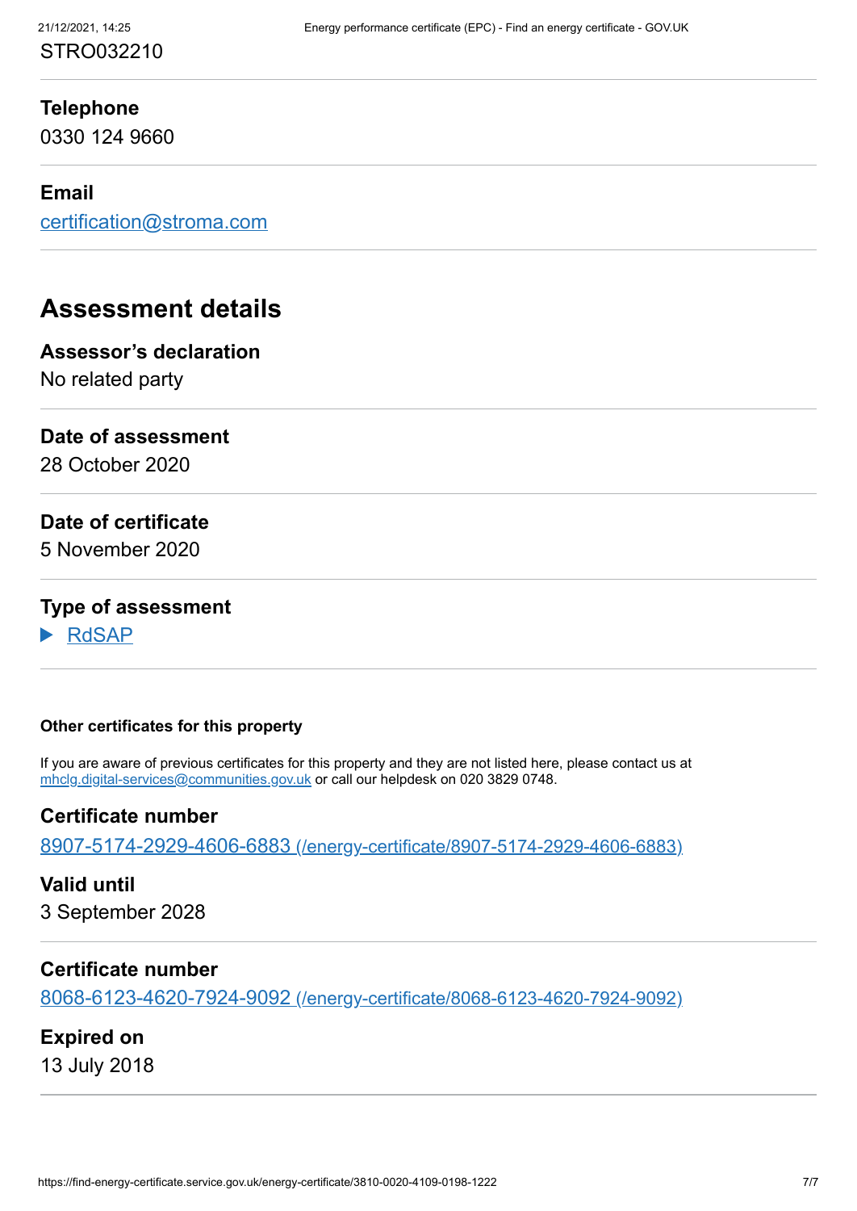STRO032210

**Telephone**

0330 124 9660

**Email**

certification@stroma.com

## Assessment details

**Assessor's declaration**

No related party

**Date of assessment**

28 October 2020

**Date of certificate**

5 November 2020

**Type of assessment**

▶ RdSAP

#### Other certificates for this property

If you are aware of previous certificates for this property and they are not listed here, please contact us at mhclg.digital-services@communities.gov.uk or call our helpdesk on 020 3829 0748.

**Certificate number**

8907-5174-2929-4606-6883 (/energy-certificate/8907-5174-2929-4606-6883)

**Valid until**

3 September 2028

**Certificate number**

8068-6123-4620-7924-9092 (/energy-certificate/8068-6123-4620-7924-9092)

**Expired on**

13 July 2018